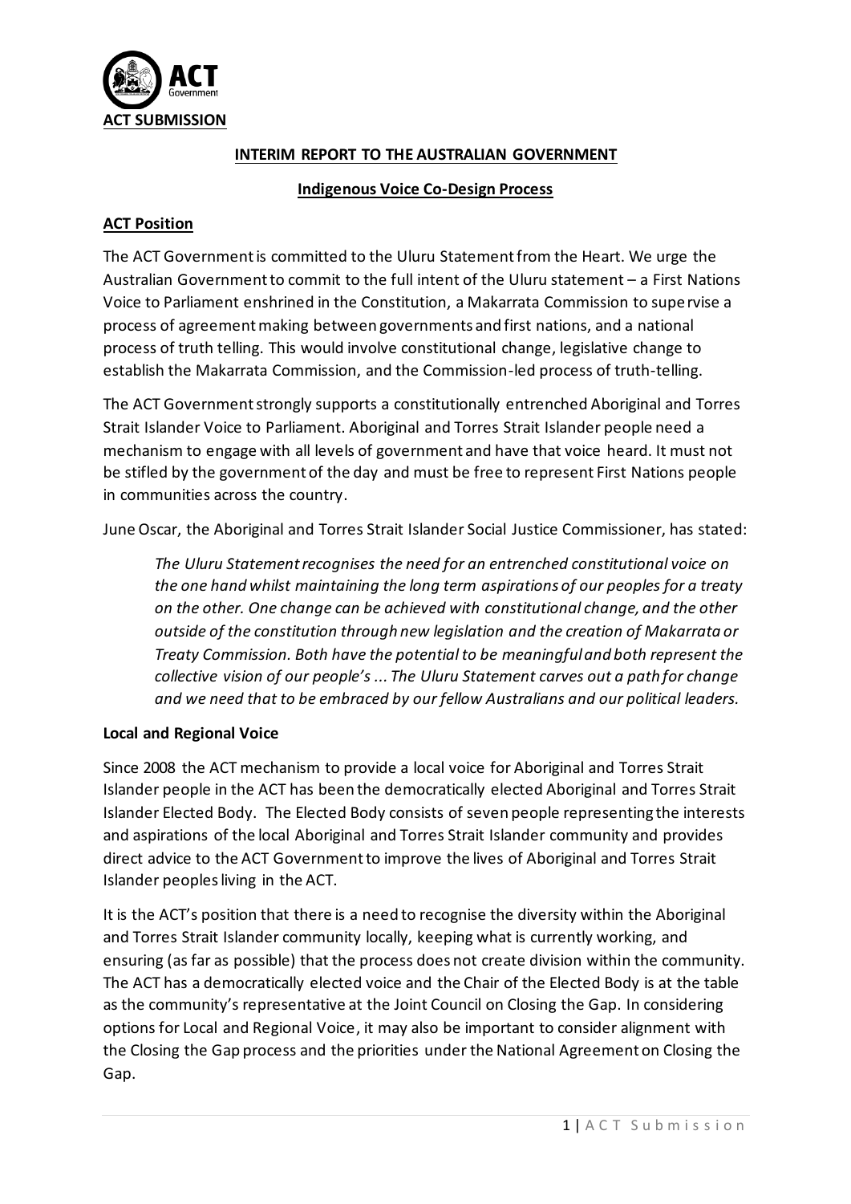**ACT SUBMISSION**

## INTERIM REPORT TO THE AUSTRALIAN GOVERNMENT

### Indigenous Voice Co-Design Process

**ACT Position**

The ACT Government is committed to the Uluru Statement from the Heart. We urge the Australian Government to commit to the full intent of the Uluru statement – a First Nations Voice to Parliament enshrined in the Constitution, a Makarrata Commission to supervise a process of agreement making between governments and first nations, and a national process of truth telling. This would involve constitutional change, legislative change to establish the Makarrata Commission, and the Commission-led process of truth-telling.

The ACT Government strongly supports a constitutionally entrenched Aboriginal and Torres Strait Islander Voice to Parliament. Aboriginal and Torres Strait Islander people need a mechanism to engage with all levels of government and have that voice heard. It must not be stifled by the government of the day and must be free to represent First Nations people in communities across the country.

June Oscar, the Aboriginal and Torres Strait Islander Social Justice Commissioner, has stated:

> *The Uluru Statement recognises the need for an entrenched constitutional voice on the one hand whilst maintaining the long term aspirations of our peoples for a treaty on the other. One change can be achieved with constitutional change, and the other outside of the constitution through new legislation and the creation of Makarrata or Treaty Commission. Both have the potential to be meaningful and both represent the collective vision of our people's ... The Uluru Statement carves out a path for change and we need that to be embraced by our fellow Australians and our political leaders.*

**Local and Regional Voice**

Since 2008 the ACT mechanism to provide a local voice for Aboriginal and Torres Strait Islander people in the ACT has been the democratically elected Aboriginal and Torres Strait Islander Elected Body. The Elected Body consists of seven people representing the interests and aspirations of the local Aboriginal and Torres Strait Islander community and provides direct advice to the ACT Government to improve the lives of Aboriginal and Torres Strait Islander peoples living in the ACT.

It is the ACT's position that there is a need to recognise the diversity within the Aboriginal and Torres Strait Islander community locally, keeping what is currently working, and ensuring (as far as possible) that the process does not create division within the community. The ACT has a democratically elected voice and the Chair of the Elected Body is at the table as the community's representative at the Joint Council on Closing the Gap. In considering options for Local and Regional Voice, it may also be important to consider alignment with the Closing the Gap process and the priorities under the National Agreement on Closing the Gap.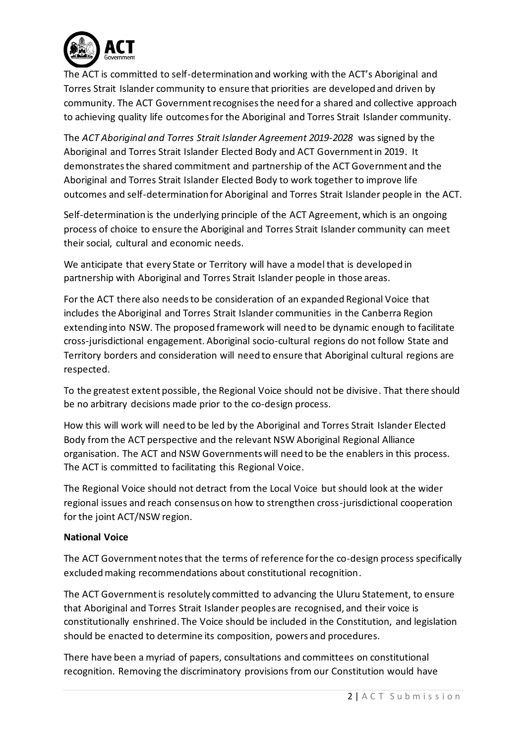The ACT is committed to self-determination and working with the ACT's Aboriginal and Torres Strait Islander community to ensure that priorities are developed and driven by community. The ACT Government recognises the need for a shared and collective approach to achieving quality life outcomes for the Aboriginal and Torres Strait Islander community.

The *ACT Aboriginal and Torres Strait Islander Agreement 2019-2028* was signed by the Aboriginal and Torres Strait Islander Elected Body and ACT Government in 2019. It demonstrates the shared commitment and partnership of the ACT Government and the Aboriginal and Torres Strait Islander Elected Body to work together to improve life outcomes and self-determination for Aboriginal and Torres Strait Islander people in the ACT.

Self-determination is the underlying principle of the ACT Agreement, which is an ongoing process of choice to ensure the Aboriginal and Torres Strait Islander community can meet their social, cultural and economic needs.

We anticipate that every State or Territory will have a model that is developed in partnership with Aboriginal and Torres Strait Islander people in those areas.

For the ACT there also needs to be consideration of an expanded Regional Voice that includes the Aboriginal and Torres Strait Islander communities in the Canberra Region extending into NSW. The proposed framework will need to be dynamic enough to facilitate cross-jurisdictional engagement. Aboriginal socio-cultural regions do not follow State and Territory borders and consideration will need to ensure that Aboriginal cultural regions are respected.

To the greatest extent possible, the Regional Voice should not be divisive. That there should be no arbitrary decisions made prior to the co-design process.

How this will work will need to be led by the Aboriginal and Torres Strait Islander Elected Body from the ACT perspective and the relevant NSW Aboriginal Regional Alliance organisation. The ACT and NSW Governments will need to be the enablers in this process. The ACT is committed to facilitating this Regional Voice.

The Regional Voice should not detract from the Local Voice but should look at the wider regional issues and reach consensus on how to strengthen cross-jurisdictional cooperation for the joint ACT/NSW region.

**National Voice**

The ACT Government notes that the terms of reference for the co-design process specifically excluded making recommendations about constitutional recognition.

The ACT Government is resolutely committed to advancing the Uluru Statement, to ensure that Aboriginal and Torres Strait Islander peoples are recognised, and their voice is constitutionally enshrined. The Voice should be included in the Constitution, and legislation should be enacted to determine its composition, powers and procedures.

There have been a myriad of papers, consultations and committees on constitutional recognition. Removing the discriminatory provisions from our Constitution would have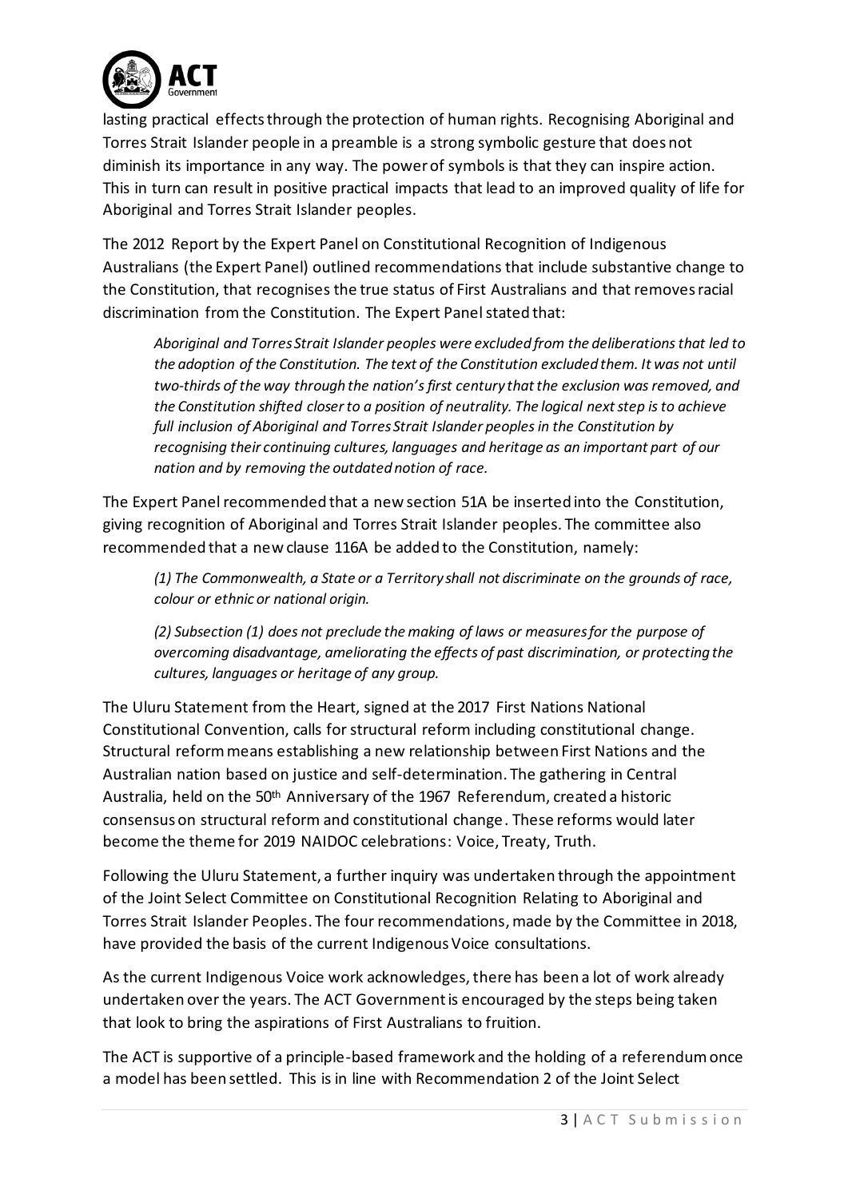lasting practical effects through the protection of human rights. Recognising Aboriginal and Torres Strait Islander people in a preamble is a strong symbolic gesture that does not diminish its importance in any way. The power of symbols is that they can inspire action. This in turn can result in positive practical impacts that lead to an improved quality of life for Aboriginal and Torres Strait Islander peoples.

The 2012 Report by the Expert Panel on Constitutional Recognition of Indigenous Australians (the Expert Panel) outlined recommendations that include substantive change to the Constitution, that recognises the true status of First Australians and that removes racial discrimination from the Constitution. The Expert Panel stated that:

> *Aboriginal and Torres Strait Islander peoples were excluded from the deliberations that led to the adoption of the Constitution. The text of the Constitution excluded them. It was not until two-thirds of the way through the nation's first century that the exclusion was removed, and the Constitution shifted closer to a position of neutrality. The logical next step is to achieve full inclusion of Aboriginal and Torres Strait Islander peoples in the Constitution by recognising their continuing cultures, languages and heritage as an important part of our nation and by removing the outdated notion of race.*

The Expert Panel recommended that a new section 51A be inserted into the Constitution, giving recognition of Aboriginal and Torres Strait Islander peoples. The committee also recommended that a new clause 116A be added to the Constitution, namely:

> *(1) The Commonwealth, a State or a Territory shall not discriminate on the grounds of race, colour or ethnic or national origin.*
>
> *(2) Subsection (1) does not preclude the making of laws or measures for the purpose of overcoming disadvantage, ameliorating the effects of past discrimination, or protecting the cultures, languages or heritage of any group.*

The Uluru Statement from the Heart, signed at the 2017 First Nations National Constitutional Convention, calls for structural reform including constitutional change. Structural reform means establishing a new relationship between First Nations and the Australian nation based on justice and self-determination. The gathering in Central Australia, held on the 50th Anniversary of the 1967 Referendum, created a historic consensus on structural reform and constitutional change. These reforms would later become the theme for 2019 NAIDOC celebrations: Voice, Treaty, Truth.

Following the Uluru Statement, a further inquiry was undertaken through the appointment of the Joint Select Committee on Constitutional Recognition Relating to Aboriginal and Torres Strait Islander Peoples. The four recommendations, made by the Committee in 2018, have provided the basis of the current Indigenous Voice consultations.

As the current Indigenous Voice work acknowledges, there has been a lot of work already undertaken over the years. The ACT Government is encouraged by the steps being taken that look to bring the aspirations of First Australians to fruition.

The ACT is supportive of a principle-based framework and the holding of a referendum once a model has been settled. This is in line with Recommendation 2 of the Joint Select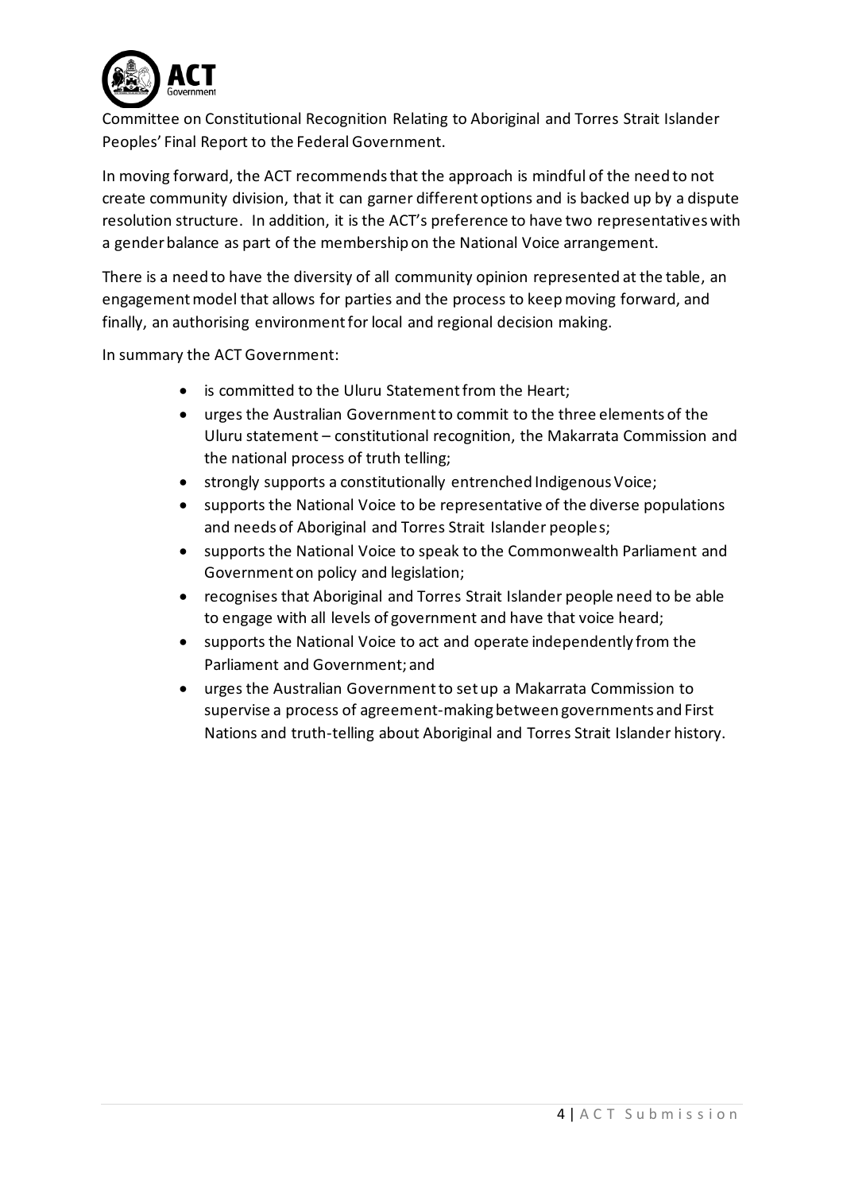Committee on Constitutional Recognition Relating to Aboriginal and Torres Strait Islander Peoples' Final Report to the Federal Government.

In moving forward, the ACT recommends that the approach is mindful of the need to not create community division, that it can garner different options and is backed up by a dispute resolution structure. In addition, it is the ACT's preference to have two representatives with a gender balance as part of the membership on the National Voice arrangement.

There is a need to have the diversity of all community opinion represented at the table, an engagement model that allows for parties and the process to keep moving forward, and finally, an authorising environment for local and regional decision making.

In summary the ACT Government:

- is committed to the Uluru Statement from the Heart;
- urges the Australian Government to commit to the three elements of the Uluru statement – constitutional recognition, the Makarrata Commission and the national process of truth telling;
- strongly supports a constitutionally entrenched Indigenous Voice;
- supports the National Voice to be representative of the diverse populations and needs of Aboriginal and Torres Strait Islander peoples;
- supports the National Voice to speak to the Commonwealth Parliament and Government on policy and legislation;
- recognises that Aboriginal and Torres Strait Islander people need to be able to engage with all levels of government and have that voice heard;
- supports the National Voice to act and operate independently from the Parliament and Government; and
- urges the Australian Government to set up a Makarrata Commission to supervise a process of agreement-making between governments and First Nations and truth-telling about Aboriginal and Torres Strait Islander history.